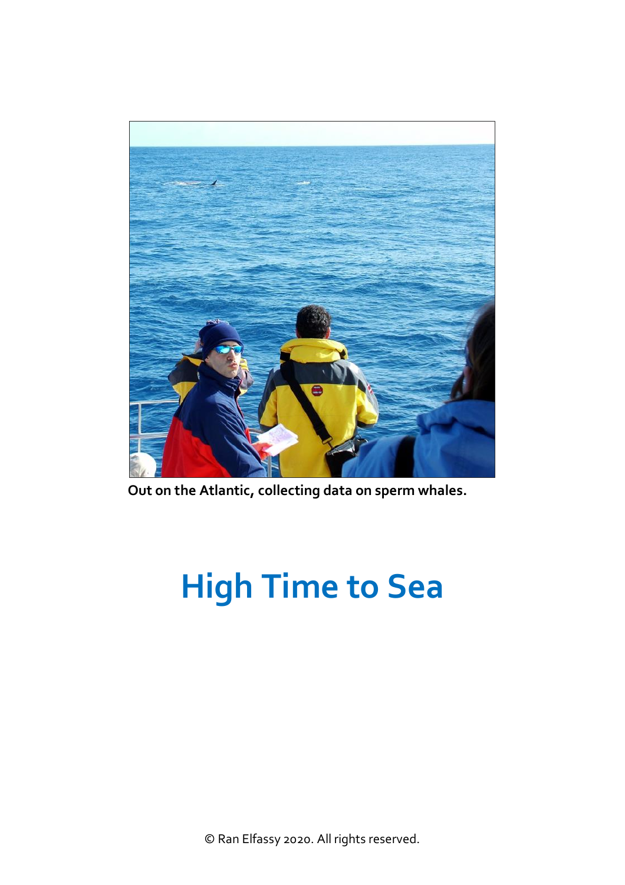**Out on the Atlantic, collecting data on sperm whales.**

# High Time to Sea

© Ran Elfassy 2020. All rights reserved.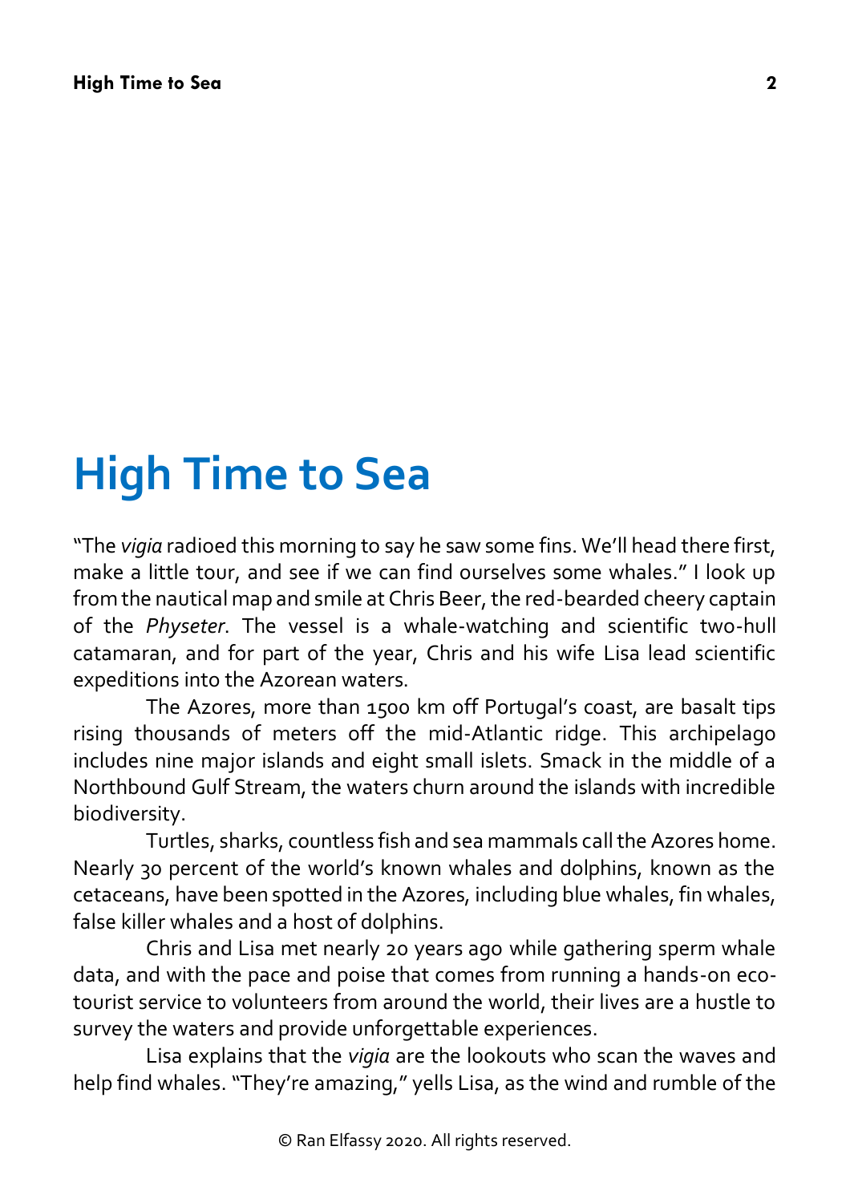# High Time to Sea

"The *vigia* radioed this morning to say he saw some fins. We'll head there first, make a little tour, and see if we can find ourselves some whales." I look up from the nautical map and smile at Chris Beer, the red-bearded cheery captain of the *Physeter*. The vessel is a whale-watching and scientific two-hull catamaran, and for part of the year, Chris and his wife Lisa lead scientific expeditions into the Azorean waters.

The Azores, more than 1500 km off Portugal's coast, are basalt tips rising thousands of meters off the mid-Atlantic ridge. This archipelago includes nine major islands and eight small islets. Smack in the middle of a Northbound Gulf Stream, the waters churn around the islands with incredible biodiversity.

Turtles, sharks, countless fish and sea mammals call the Azores home. Nearly 30 percent of the world's known whales and dolphins, known as the cetaceans, have been spotted in the Azores, including blue whales, fin whales, false killer whales and a host of dolphins.

Chris and Lisa met nearly 20 years ago while gathering sperm whale data, and with the pace and poise that comes from running a hands-on eco-tourist service to volunteers from around the world, their lives are a hustle to survey the waters and provide unforgettable experiences.

Lisa explains that the *vigia* are the lookouts who scan the waves and help find whales. "They're amazing," yells Lisa, as the wind and rumble of the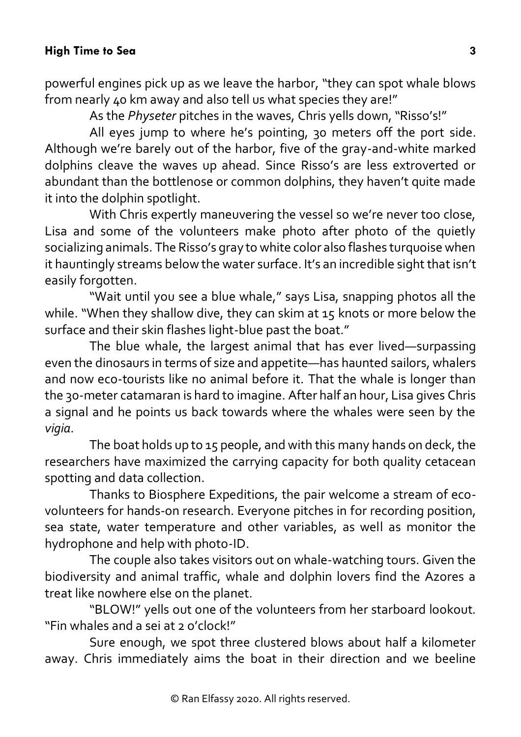powerful engines pick up as we leave the harbor, "they can spot whale blows from nearly 40 km away and also tell us what species they are!"

As the *Physeter* pitches in the waves, Chris yells down, "Risso's!"

All eyes jump to where he's pointing, 30 meters off the port side. Although we're barely out of the harbor, five of the gray-and-white marked dolphins cleave the waves up ahead. Since Risso's are less extroverted or abundant than the bottlenose or common dolphins, they haven't quite made it into the dolphin spotlight.

With Chris expertly maneuvering the vessel so we're never too close, Lisa and some of the volunteers make photo after photo of the quietly socializing animals. The Risso's gray to white color also flashes turquoise when it hauntingly streams below the water surface. It's an incredible sight that isn't easily forgotten.

"Wait until you see a blue whale," says Lisa, snapping photos all the while. "When they shallow dive, they can skim at 15 knots or more below the surface and their skin flashes light-blue past the boat."

The blue whale, the largest animal that has ever lived—surpassing even the dinosaurs in terms of size and appetite—has haunted sailors, whalers and now eco-tourists like no animal before it. That the whale is longer than the 30-meter catamaran is hard to imagine. After half an hour, Lisa gives Chris a signal and he points us back towards where the whales were seen by the *vigia*.

The boat holds up to 15 people, and with this many hands on deck, the researchers have maximized the carrying capacity for both quality cetacean spotting and data collection.

Thanks to Biosphere Expeditions, the pair welcome a stream of eco-volunteers for hands-on research. Everyone pitches in for recording position, sea state, water temperature and other variables, as well as monitor the hydrophone and help with photo-ID.

The couple also takes visitors out on whale-watching tours. Given the biodiversity and animal traffic, whale and dolphin lovers find the Azores a treat like nowhere else on the planet.

"BLOW!" yells out one of the volunteers from her starboard lookout. "Fin whales and a sei at 2 o'clock!"

Sure enough, we spot three clustered blows about half a kilometer away. Chris immediately aims the boat in their direction and we beeline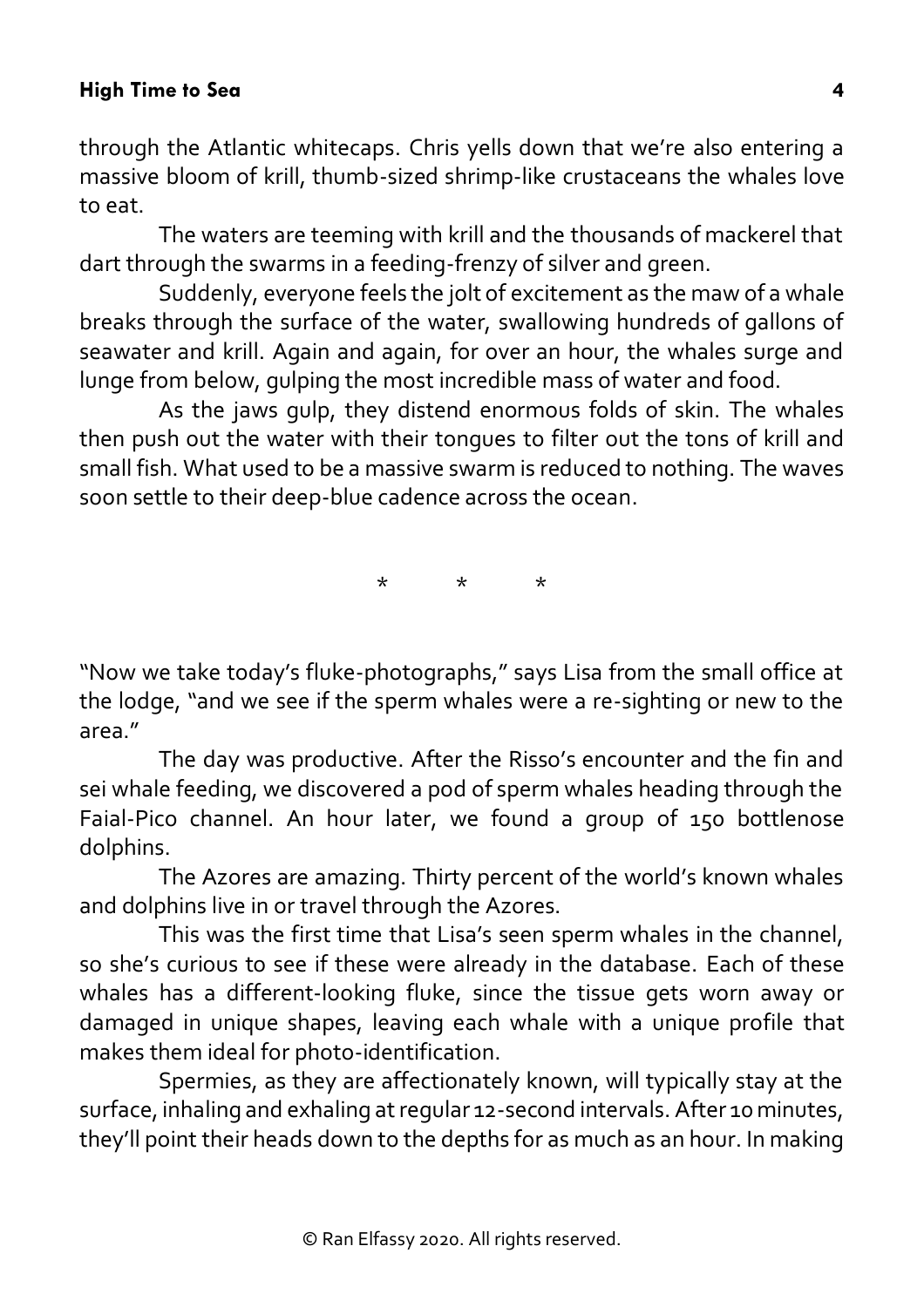through the Atlantic whitecaps. Chris yells down that we're also entering a massive bloom of krill, thumb-sized shrimp-like crustaceans the whales love to eat.

The waters are teeming with krill and the thousands of mackerel that dart through the swarms in a feeding-frenzy of silver and green.

Suddenly, everyone feels the jolt of excitement as the maw of a whale breaks through the surface of the water, swallowing hundreds of gallons of seawater and krill. Again and again, for over an hour, the whales surge and lunge from below, gulping the most incredible mass of water and food.

As the jaws gulp, they distend enormous folds of skin. The whales then push out the water with their tongues to filter out the tons of krill and small fish. What used to be a massive swarm is reduced to nothing. The waves soon settle to their deep-blue cadence across the ocean.

\* \* \*

"Now we take today's fluke-photographs," says Lisa from the small office at the lodge, "and we see if the sperm whales were a re-sighting or new to the area."

The day was productive. After the Risso's encounter and the fin and sei whale feeding, we discovered a pod of sperm whales heading through the Faial-Pico channel. An hour later, we found a group of 150 bottlenose dolphins.

The Azores are amazing. Thirty percent of the world's known whales and dolphins live in or travel through the Azores.

This was the first time that Lisa's seen sperm whales in the channel, so she's curious to see if these were already in the database. Each of these whales has a different-looking fluke, since the tissue gets worn away or damaged in unique shapes, leaving each whale with a unique profile that makes them ideal for photo-identification.

Spermies, as they are affectionately known, will typically stay at the surface, inhaling and exhaling at regular 12-second intervals. After 10 minutes, they'll point their heads down to the depths for as much as an hour. In making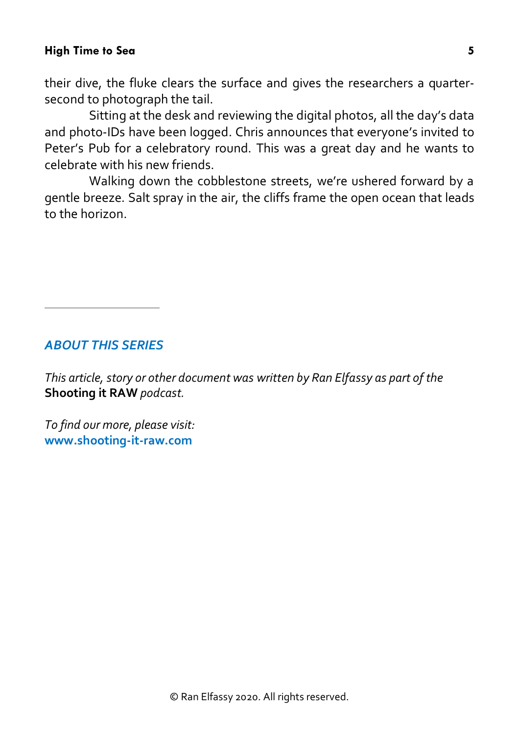their dive, the fluke clears the surface and gives the researchers a quarter-second to photograph the tail.

Sitting at the desk and reviewing the digital photos, all the day's data and photo-IDs have been logged. Chris announces that everyone's invited to Peter's Pub for a celebratory round. This was a great day and he wants to celebrate with his new friends.

Walking down the cobblestone streets, we're ushered forward by a gentle breeze. Salt spray in the air, the cliffs frame the open ocean that leads to the horizon.

---

### *ABOUT THIS SERIES*

*This article, story or other document was written by Ran Elfassy as part of the* **Shooting it RAW** *podcast.*

*To find our more, please visit:*
**www.shooting-it-raw.com**

© Ran Elfassy 2020. All rights reserved.